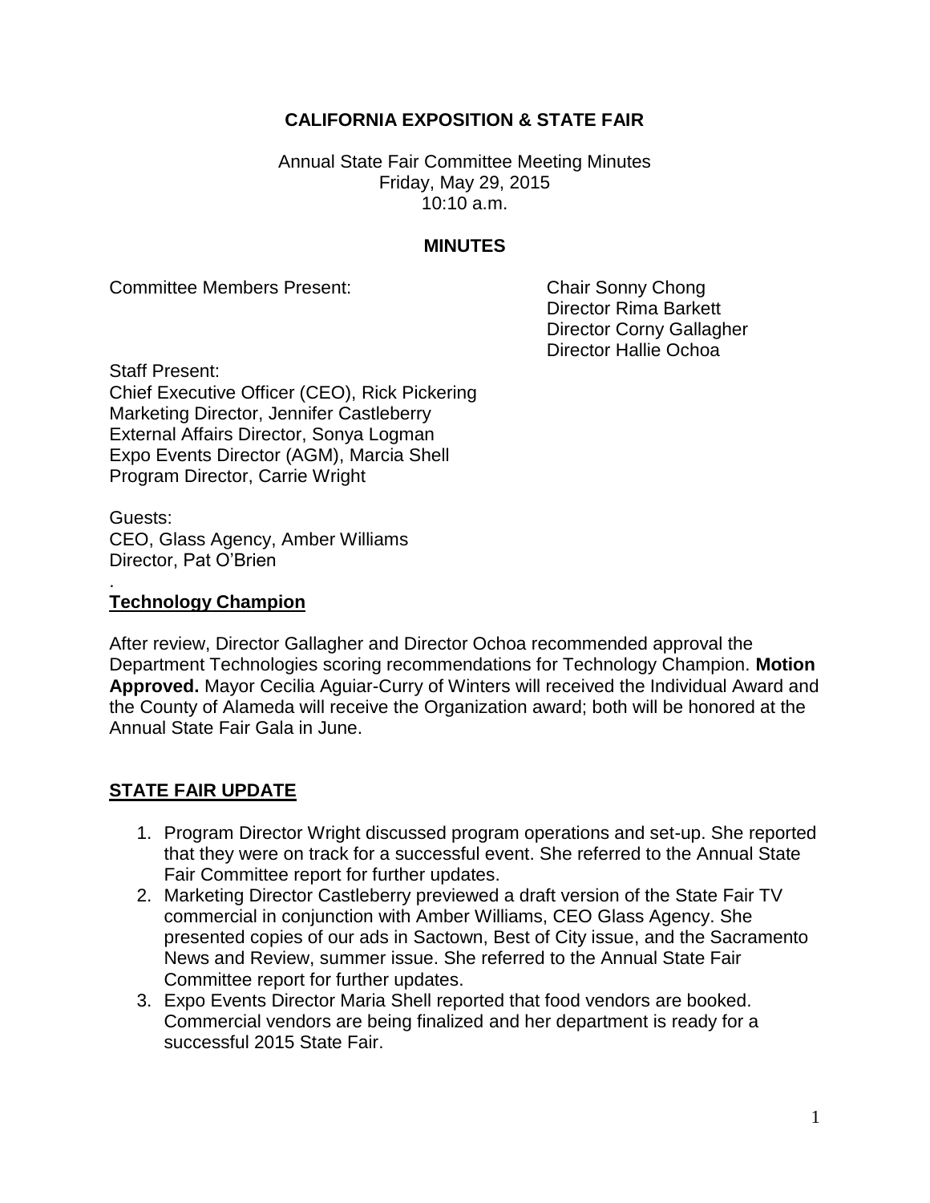**CALIFORNIA EXPOSITION & STATE FAIR**

Annual State Fair Committee Meeting Minutes
Friday, May 29, 2015
10:10 a.m.

**MINUTES**

Committee Members Present:

Chair Sonny Chong
Director Rima Barkett
Director Corny Gallagher
Director Hallie Ochoa

Staff Present:
Chief Executive Officer (CEO), Rick Pickering
Marketing Director, Jennifer Castleberry
External Affairs Director, Sonya Logman
Expo Events Director (AGM), Marcia Shell
Program Director, Carrie Wright

Guests:
CEO, Glass Agency, Amber Williams
Director, Pat O'Brien

.

**Technology Champion**

After review, Director Gallagher and Director Ochoa recommended approval the Department Technologies scoring recommendations for Technology Champion. **Motion Approved.** Mayor Cecilia Aguiar-Curry of Winters will received the Individual Award and the County of Alameda will receive the Organization award; both will be honored at the Annual State Fair Gala in June.

**STATE FAIR UPDATE**

1. Program Director Wright discussed program operations and set-up. She reported that they were on track for a successful event. She referred to the Annual State Fair Committee report for further updates.
2. Marketing Director Castleberry previewed a draft version of the State Fair TV commercial in conjunction with Amber Williams, CEO Glass Agency. She presented copies of our ads in Sactown, Best of City issue, and the Sacramento News and Review, summer issue. She referred to the Annual State Fair Committee report for further updates.
3. Expo Events Director Maria Shell reported that food vendors are booked. Commercial vendors are being finalized and her department is ready for a successful 2015 State Fair.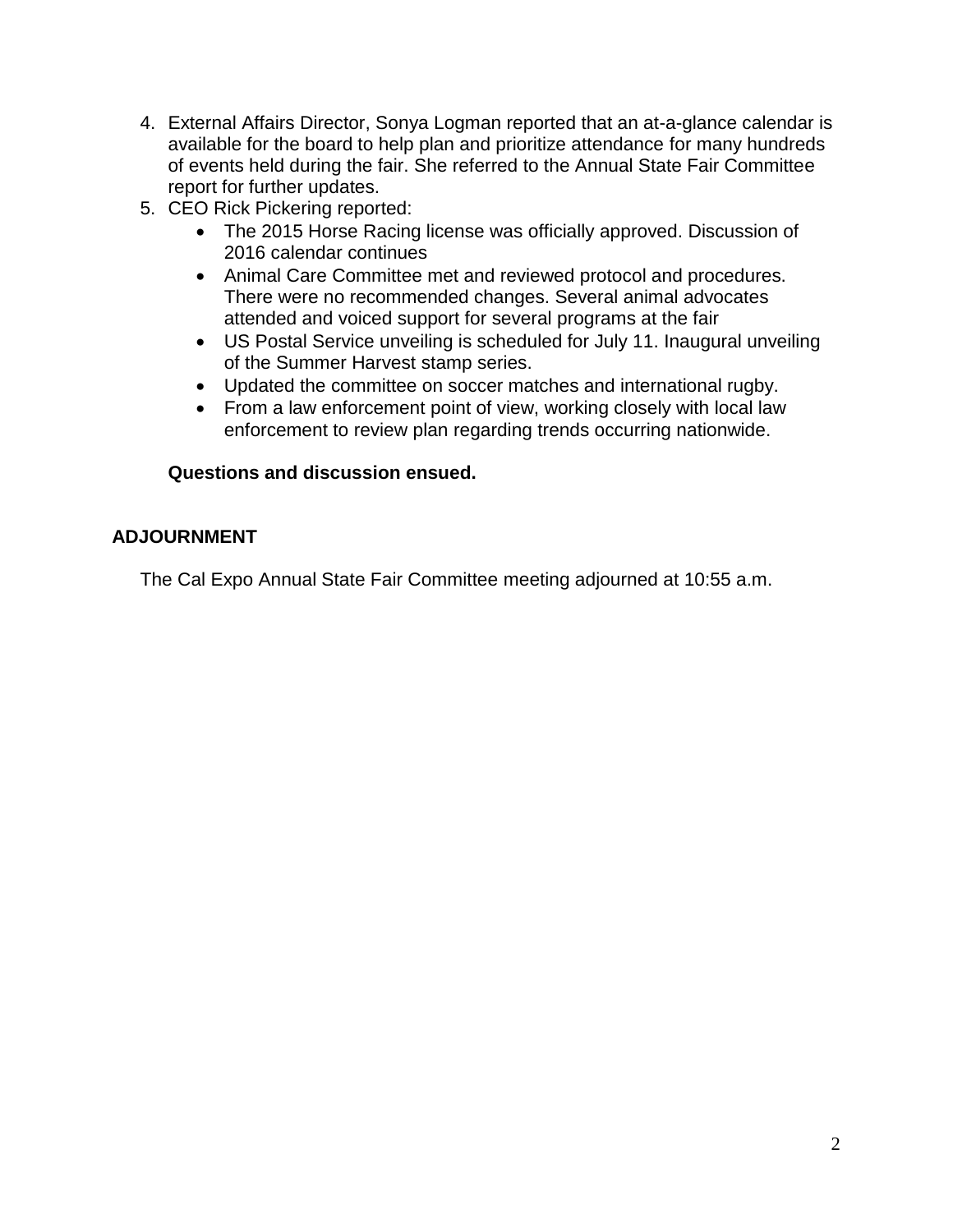4. External Affairs Director, Sonya Logman reported that an at-a-glance calendar is available for the board to help plan and prioritize attendance for many hundreds of events held during the fair. She referred to the Annual State Fair Committee report for further updates.
5. CEO Rick Pickering reported:
    - The 2015 Horse Racing license was officially approved. Discussion of 2016 calendar continues
    - Animal Care Committee met and reviewed protocol and procedures. There were no recommended changes. Several animal advocates attended and voiced support for several programs at the fair
    - US Postal Service unveiling is scheduled for July 11. Inaugural unveiling of the Summer Harvest stamp series.
    - Updated the committee on soccer matches and international rugby.
    - From a law enforcement point of view, working closely with local law enforcement to review plan regarding trends occurring nationwide.

    **Questions and discussion ensued.**

## ADJOURNMENT

The Cal Expo Annual State Fair Committee meeting adjourned at 10:55 a.m.